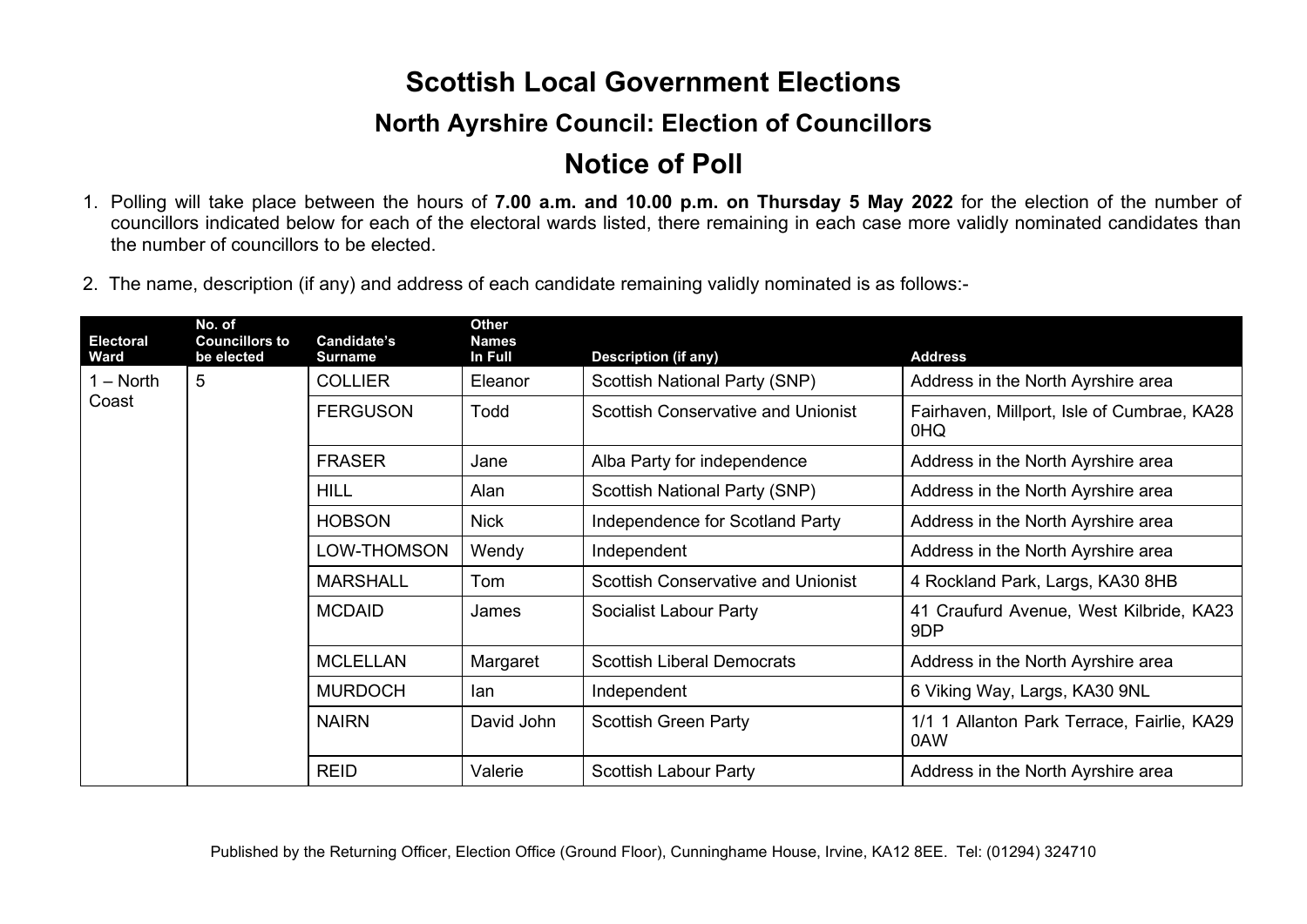# Scottish Local Government Elections

## North Ayrshire Council: Election of Councillors

# Notice of Poll

1. Polling will take place between the hours of **7.00 a.m. and 10.00 p.m. on Thursday 5 May 2022** for the election of the number of councillors indicated below for each of the electoral wards listed, there remaining in each case more validly nominated candidates than the number of councillors to be elected.

2. The name, description (if any) and address of each candidate remaining validly nominated is as follows:-

| Electoral Ward | No. of Councillors to be elected | Candidate's Surname | Other Names In Full | Description (if any) | Address |
|---|---|---|---|---|---|
| 1 – North Coast | 5 | COLLIER | Eleanor | Scottish National Party (SNP) | Address in the North Ayrshire area |
| | | FERGUSON | Todd | Scottish Conservative and Unionist | Fairhaven, Millport, Isle of Cumbrae, KA28 0HQ |
| | | FRASER | Jane | Alba Party for independence | Address in the North Ayrshire area |
| | | HILL | Alan | Scottish National Party (SNP) | Address in the North Ayrshire area |
| | | HOBSON | Nick | Independence for Scotland Party | Address in the North Ayrshire area |
| | | LOW-THOMSON | Wendy | Independent | Address in the North Ayrshire area |
| | | MARSHALL | Tom | Scottish Conservative and Unionist | 4 Rockland Park, Largs, KA30 8HB |
| | | MCDAID | James | Socialist Labour Party | 41 Craufurd Avenue, West Kilbride, KA23 9DP |
| | | MCLELLAN | Margaret | Scottish Liberal Democrats | Address in the North Ayrshire area |
| | | MURDOCH | Ian | Independent | 6 Viking Way, Largs, KA30 9NL |
| | | NAIRN | David John | Scottish Green Party | 1/1 1 Allanton Park Terrace, Fairlie, KA29 0AW |
| | | REID | Valerie | Scottish Labour Party | Address in the North Ayrshire area |

Published by the Returning Officer, Election Office (Ground Floor), Cunninghame House, Irvine, KA12 8EE. Tel: (01294) 324710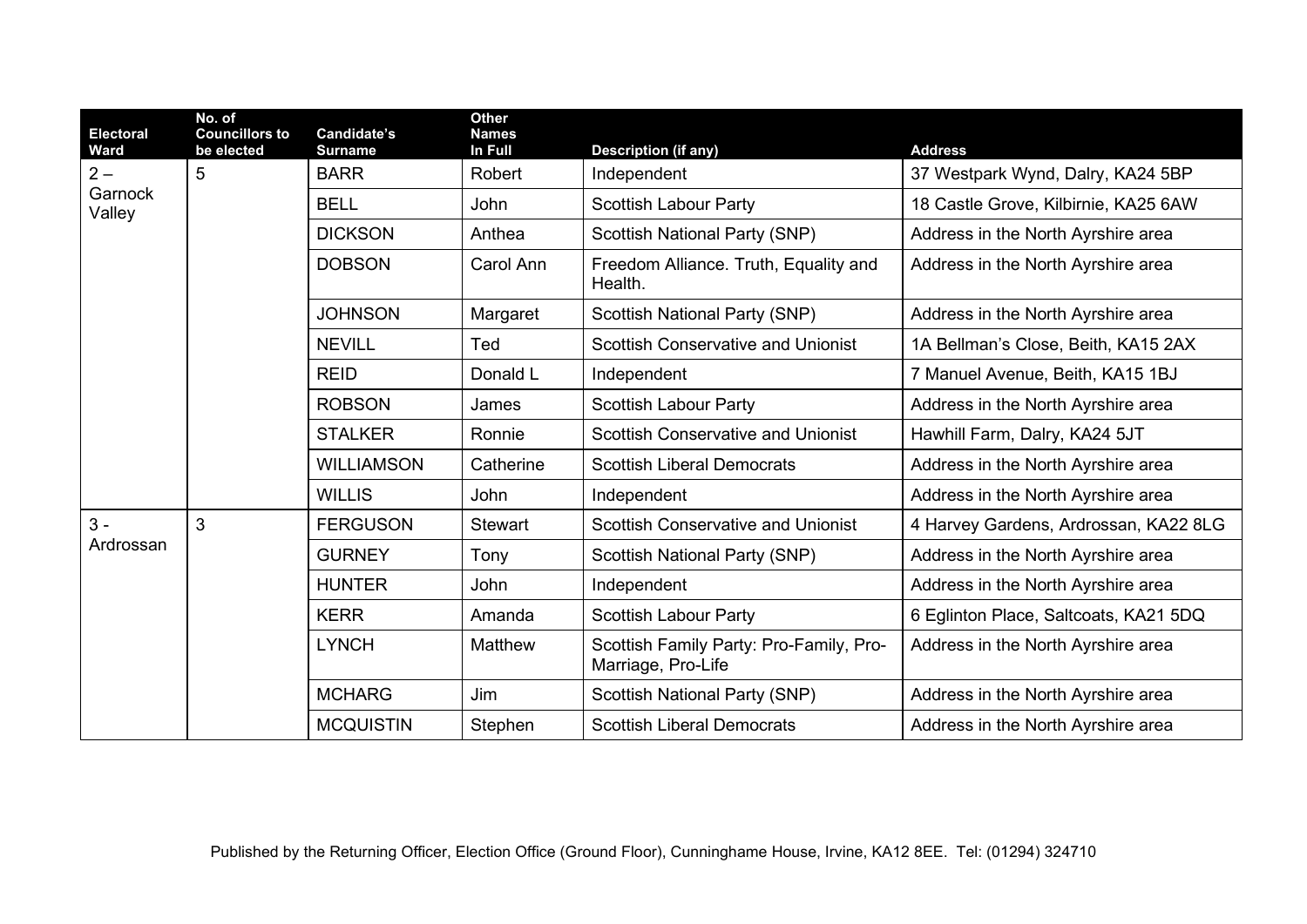| Electoral Ward | No. of Councillors to be elected | Candidate's Surname | Other Names In Full | Description (if any) | Address |
|---|---|---|---|---|---|
| 2 – Garnock Valley | 5 | BARR | Robert | Independent | 37 Westpark Wynd, Dalry, KA24 5BP |
| | | BELL | John | Scottish Labour Party | 18 Castle Grove, Kilbirnie, KA25 6AW |
| | | DICKSON | Anthea | Scottish National Party (SNP) | Address in the North Ayrshire area |
| | | DOBSON | Carol Ann | Freedom Alliance. Truth, Equality and Health. | Address in the North Ayrshire area |
| | | JOHNSON | Margaret | Scottish National Party (SNP) | Address in the North Ayrshire area |
| | | NEVILL | Ted | Scottish Conservative and Unionist | 1A Bellman's Close, Beith, KA15 2AX |
| | | REID | Donald L | Independent | 7 Manuel Avenue, Beith, KA15 1BJ |
| | | ROBSON | James | Scottish Labour Party | Address in the North Ayrshire area |
| | | STALKER | Ronnie | Scottish Conservative and Unionist | Hawhill Farm, Dalry, KA24 5JT |
| | | WILLIAMSON | Catherine | Scottish Liberal Democrats | Address in the North Ayrshire area |
| | | WILLIS | John | Independent | Address in the North Ayrshire area |
| 3 - Ardrossan | 3 | FERGUSON | Stewart | Scottish Conservative and Unionist | 4 Harvey Gardens, Ardrossan, KA22 8LG |
| | | GURNEY | Tony | Scottish National Party (SNP) | Address in the North Ayrshire area |
| | | HUNTER | John | Independent | Address in the North Ayrshire area |
| | | KERR | Amanda | Scottish Labour Party | 6 Eglinton Place, Saltcoats, KA21 5DQ |
| | | LYNCH | Matthew | Scottish Family Party: Pro-Family, Pro-Marriage, Pro-Life | Address in the North Ayrshire area |
| | | MCHARG | Jim | Scottish National Party (SNP) | Address in the North Ayrshire area |
| | | MCQUISTIN | Stephen | Scottish Liberal Democrats | Address in the North Ayrshire area |

Published by the Returning Officer, Election Office (Ground Floor), Cunninghame House, Irvine, KA12 8EE. Tel: (01294) 324710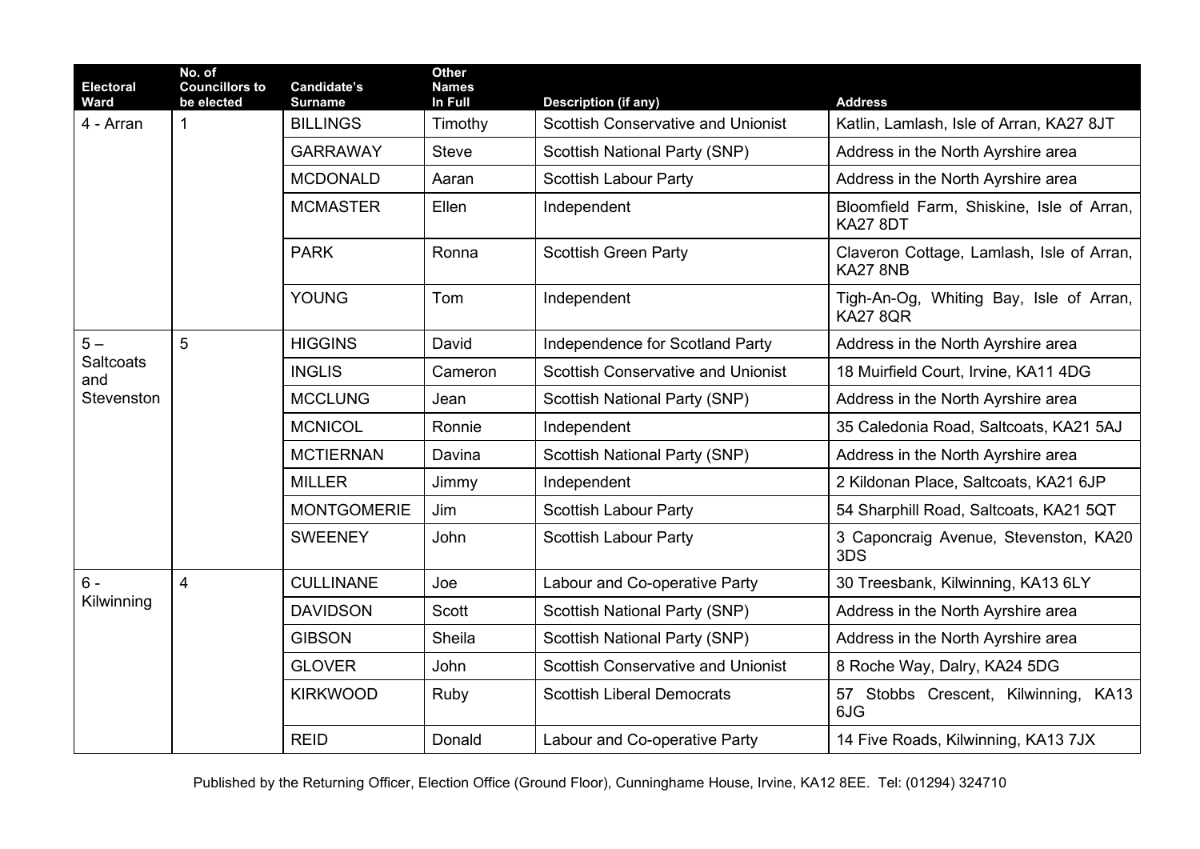| Electoral Ward | No. of Councillors to be elected | Candidate's Surname | Other Names In Full | Description (if any) | Address |
|---|---|---|---|---|---|
| 4 - Arran | 1 | BILLINGS | Timothy | Scottish Conservative and Unionist | Katlin, Lamlash, Isle of Arran, KA27 8JT |
| | | GARRAWAY | Steve | Scottish National Party (SNP) | Address in the North Ayrshire area |
| | | MCDONALD | Aaran | Scottish Labour Party | Address in the North Ayrshire area |
| | | MCMASTER | Ellen | Independent | Bloomfield Farm, Shiskine, Isle of Arran, KA27 8DT |
| | | PARK | Ronna | Scottish Green Party | Claveron Cottage, Lamlash, Isle of Arran, KA27 8NB |
| | | YOUNG | Tom | Independent | Tigh-An-Og, Whiting Bay, Isle of Arran, KA27 8QR |
| 5 – Saltcoats and Stevenston | 5 | HIGGINS | David | Independence for Scotland Party | Address in the North Ayrshire area |
| | | INGLIS | Cameron | Scottish Conservative and Unionist | 18 Muirfield Court, Irvine, KA11 4DG |
| | | MCCLUNG | Jean | Scottish National Party (SNP) | Address in the North Ayrshire area |
| | | MCNICOL | Ronnie | Independent | 35 Caledonia Road, Saltcoats, KA21 5AJ |
| | | MCTIERNAN | Davina | Scottish National Party (SNP) | Address in the North Ayrshire area |
| | | MILLER | Jimmy | Independent | 2 Kildonan Place, Saltcoats, KA21 6JP |
| | | MONTGOMERIE | Jim | Scottish Labour Party | 54 Sharphill Road, Saltcoats, KA21 5QT |
| | | SWEENEY | John | Scottish Labour Party | 3 Caponcraig Avenue, Stevenston, KA20 3DS |
| 6 - Kilwinning | 4 | CULLINANE | Joe | Labour and Co-operative Party | 30 Treesbank, Kilwinning, KA13 6LY |
| | | DAVIDSON | Scott | Scottish National Party (SNP) | Address in the North Ayrshire area |
| | | GIBSON | Sheila | Scottish National Party (SNP) | Address in the North Ayrshire area |
| | | GLOVER | John | Scottish Conservative and Unionist | 8 Roche Way, Dalry, KA24 5DG |
| | | KIRKWOOD | Ruby | Scottish Liberal Democrats | 57 Stobbs Crescent, Kilwinning, KA13 6JG |
| | | REID | Donald | Labour and Co-operative Party | 14 Five Roads, Kilwinning, KA13 7JX |

Published by the Returning Officer, Election Office (Ground Floor), Cunninghame House, Irvine, KA12 8EE. Tel: (01294) 324710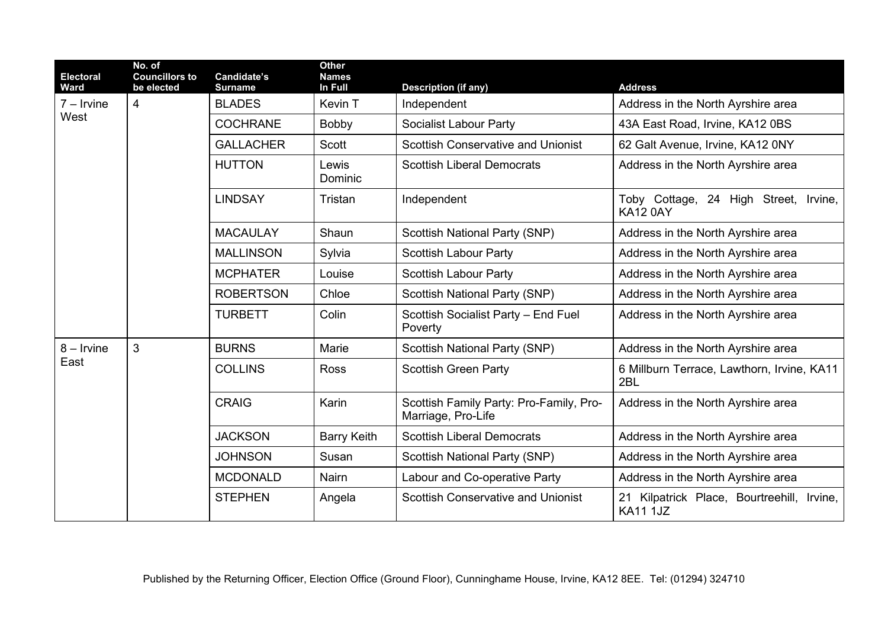| Electoral Ward | No. of Councillors to be elected | Candidate's Surname | Other Names In Full | Description (if any) | Address |
| --- | --- | --- | --- | --- | --- |
| 7 – Irvine West | 4 | BLADES | Kevin T | Independent | Address in the North Ayrshire area |
| | | COCHRANE | Bobby | Socialist Labour Party | 43A East Road, Irvine, KA12 0BS |
| | | GALLACHER | Scott | Scottish Conservative and Unionist | 62 Galt Avenue, Irvine, KA12 0NY |
| | | HUTTON | Lewis Dominic | Scottish Liberal Democrats | Address in the North Ayrshire area |
| | | LINDSAY | Tristan | Independent | Toby Cottage, 24 High Street, Irvine, KA12 0AY |
| | | MACAULAY | Shaun | Scottish National Party (SNP) | Address in the North Ayrshire area |
| | | MALLINSON | Sylvia | Scottish Labour Party | Address in the North Ayrshire area |
| | | MCPHATER | Louise | Scottish Labour Party | Address in the North Ayrshire area |
| | | ROBERTSON | Chloe | Scottish National Party (SNP) | Address in the North Ayrshire area |
| | | TURBETT | Colin | Scottish Socialist Party – End Fuel Poverty | Address in the North Ayrshire area |
| 8 – Irvine East | 3 | BURNS | Marie | Scottish National Party (SNP) | Address in the North Ayrshire area |
| | | COLLINS | Ross | Scottish Green Party | 6 Millburn Terrace, Lawthorn, Irvine, KA11 2BL |
| | | CRAIG | Karin | Scottish Family Party: Pro-Family, Pro-Marriage, Pro-Life | Address in the North Ayrshire area |
| | | JACKSON | Barry Keith | Scottish Liberal Democrats | Address in the North Ayrshire area |
| | | JOHNSON | Susan | Scottish National Party (SNP) | Address in the North Ayrshire area |
| | | MCDONALD | Nairn | Labour and Co-operative Party | Address in the North Ayrshire area |
| | | STEPHEN | Angela | Scottish Conservative and Unionist | 21 Kilpatrick Place, Bourtreehill, Irvine, KA11 1JZ |

Published by the Returning Officer, Election Office (Ground Floor), Cunninghame House, Irvine, KA12 8EE. Tel: (01294) 324710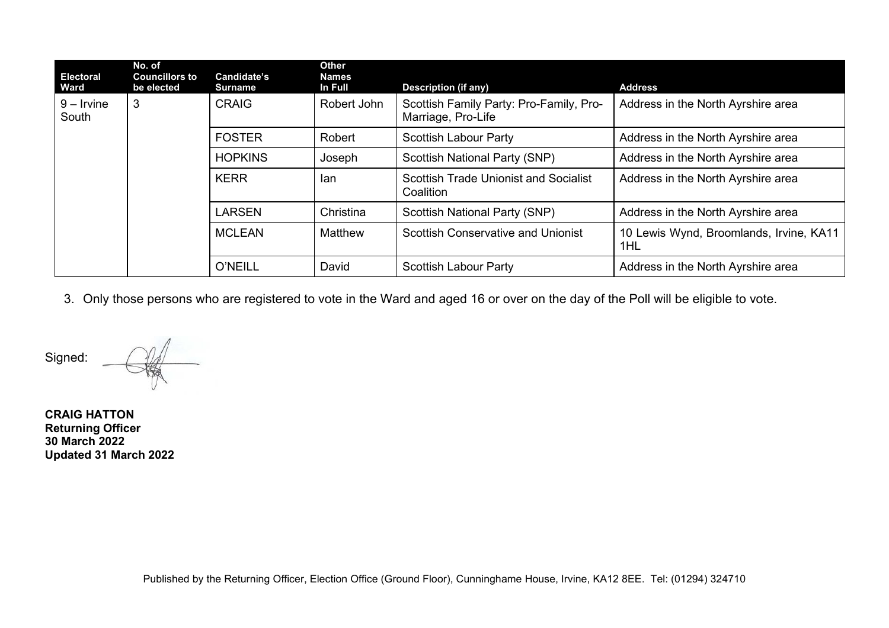| Electoral Ward | No. of Councillors to be elected | Candidate's Surname | Other Names In Full | Description (if any) | Address |
|---|---|---|---|---|---|
| 9 – Irvine South | 3 | CRAIG | Robert John | Scottish Family Party: Pro-Family, Pro-Marriage, Pro-Life | Address in the North Ayrshire area |
| | | FOSTER | Robert | Scottish Labour Party | Address in the North Ayrshire area |
| | | HOPKINS | Joseph | Scottish National Party (SNP) | Address in the North Ayrshire area |
| | | KERR | Ian | Scottish Trade Unionist and Socialist Coalition | Address in the North Ayrshire area |
| | | LARSEN | Christina | Scottish National Party (SNP) | Address in the North Ayrshire area |
| | | MCLEAN | Matthew | Scottish Conservative and Unionist | 10 Lewis Wynd, Broomlands, Irvine, KA11 1HL |
| | | O'NEILL | David | Scottish Labour Party | Address in the North Ayrshire area |

3. Only those persons who are registered to vote in the Ward and aged 16 or over on the day of the Poll will be eligible to vote.

Signed:

**CRAIG HATTON**
**Returning Officer**
**30 March 2022**
**Updated 31 March 2022**

Published by the Returning Officer, Election Office (Ground Floor), Cunninghame House, Irvine, KA12 8EE. Tel: (01294) 324710